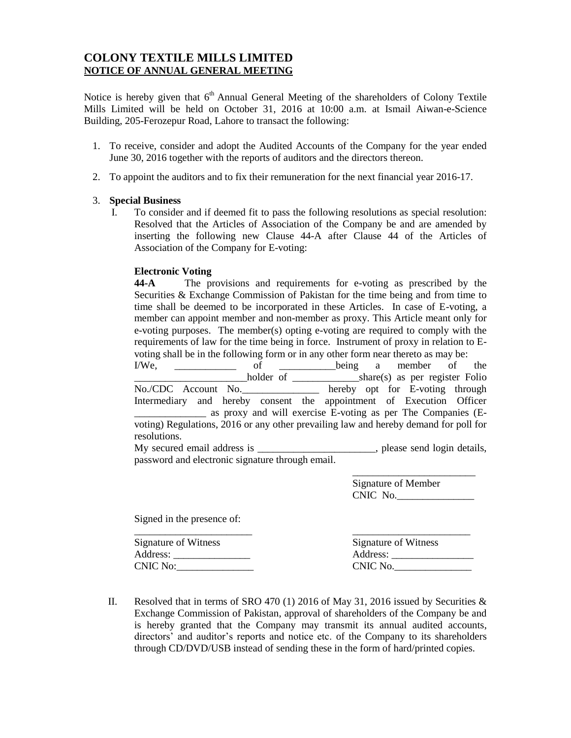# COLONY TEXTILE MILLS LIMITED

## NOTICE OF ANNUAL GENERAL MEETING

Notice is hereby given that 6th Annual General Meeting of the shareholders of Colony Textile Mills Limited will be held on October 31, 2016 at 10:00 a.m. at Ismail Aiwan-e-Science Building, 205-Ferozepur Road, Lahore to transact the following:

1. To receive, consider and adopt the Audited Accounts of the Company for the year ended June 30, 2016 together with the reports of auditors and the directors thereon.

2. To appoint the auditors and to fix their remuneration for the next financial year 2016-17.

3. **Special Business**

   I. To consider and if deemed fit to pass the following resolutions as special resolution: Resolved that the Articles of Association of the Company be and are amended by inserting the following new Clause 44-A after Clause 44 of the Articles of Association of the Company for E-voting:

   **Electronic Voting**

   **44-A** The provisions and requirements for e-voting as prescribed by the Securities & Exchange Commission of Pakistan for the time being and from time to time shall be deemed to be incorporated in these Articles. In case of E-voting, a member can appoint member and non-member as proxy. This Article meant only for e-voting purposes. The member(s) opting e-voting are required to comply with the requirements of law for the time being in force. Instrument of proxy in relation to E-voting shall be in the following form or in any other form near thereto as may be:

   I/We, ____________ of ___________being a member of the ______________________holder of _____________share(s) as per register Folio No./CDC Account No._______________ hereby opt for E-voting through Intermediary and hereby consent the appointment of Execution Officer ______________ as proxy and will exercise E-voting as per The Companies (E-voting) Regulations, 2016 or any other prevailing law and hereby demand for poll for resolutions.

   My secured email address is _______________________, please send login details, password and electronic signature through email.

   ________________________
   Signature of Member
   CNIC No._______________

   Signed in the presence of:

   _______________________
   Signature of Witness
   Address: _______________
   CNIC No:_______________

   _______________________
   Signature of Witness
   Address: ________________
   CNIC No._______________

   II. Resolved that in terms of SRO 470 (1) 2016 of May 31, 2016 issued by Securities & Exchange Commission of Pakistan, approval of shareholders of the Company be and is hereby granted that the Company may transmit its annual audited accounts, directors' and auditor's reports and notice etc. of the Company to its shareholders through CD/DVD/USB instead of sending these in the form of hard/printed copies.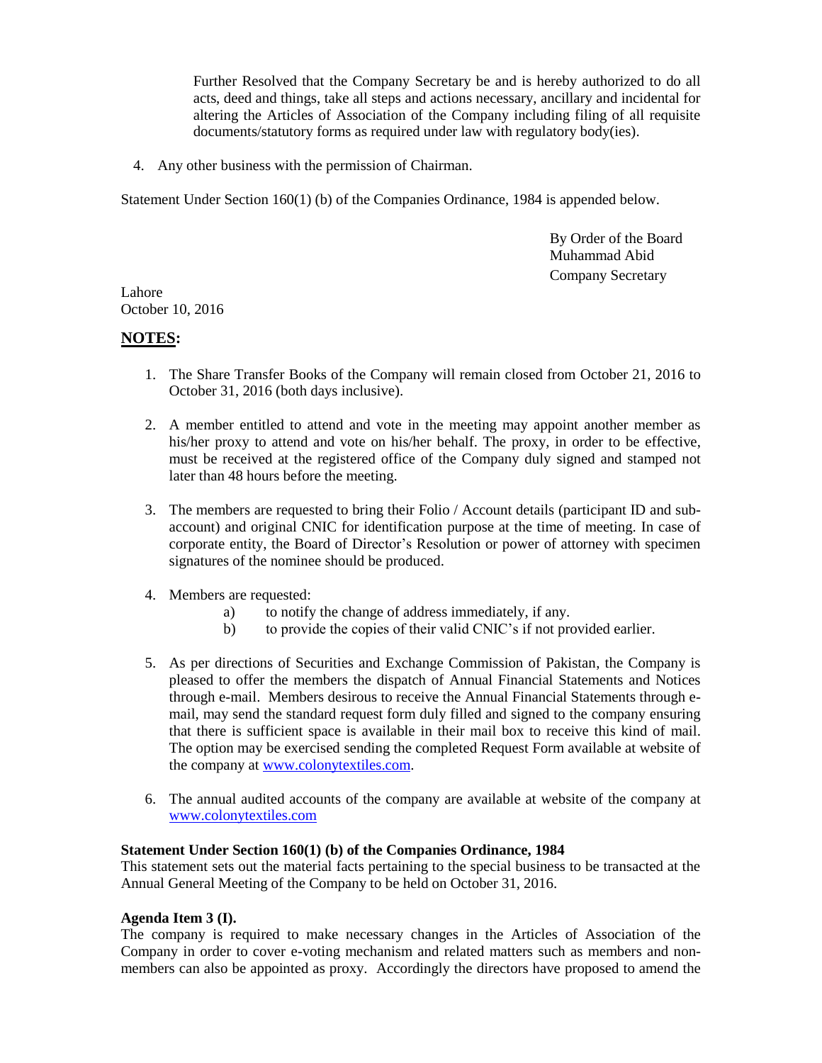Further Resolved that the Company Secretary be and is hereby authorized to do all acts, deed and things, take all steps and actions necessary, ancillary and incidental for altering the Articles of Association of the Company including filing of all requisite documents/statutory forms as required under law with regulatory body(ies).

4. Any other business with the permission of Chairman.

Statement Under Section 160(1) (b) of the Companies Ordinance, 1984 is appended below.

By Order of the Board
Muhammad Abid
Company Secretary

Lahore
October 10, 2016

## NOTES:

1. The Share Transfer Books of the Company will remain closed from October 21, 2016 to October 31, 2016 (both days inclusive).

2. A member entitled to attend and vote in the meeting may appoint another member as his/her proxy to attend and vote on his/her behalf. The proxy, in order to be effective, must be received at the registered office of the Company duly signed and stamped not later than 48 hours before the meeting.

3. The members are requested to bring their Folio / Account details (participant ID and sub-account) and original CNIC for identification purpose at the time of meeting. In case of corporate entity, the Board of Director's Resolution or power of attorney with specimen signatures of the nominee should be produced.

4. Members are requested:
   a) to notify the change of address immediately, if any.
   b) to provide the copies of their valid CNIC's if not provided earlier.

5. As per directions of Securities and Exchange Commission of Pakistan, the Company is pleased to offer the members the dispatch of Annual Financial Statements and Notices through e-mail. Members desirous to receive the Annual Financial Statements through e-mail, may send the standard request form duly filled and signed to the company ensuring that there is sufficient space is available in their mail box to receive this kind of mail. The option may be exercised sending the completed Request Form available at website of the company at www.colonytextiles.com.

6. The annual audited accounts of the company are available at website of the company at www.colonytextiles.com

**Statement Under Section 160(1) (b) of the Companies Ordinance, 1984**
This statement sets out the material facts pertaining to the special business to be transacted at the Annual General Meeting of the Company to be held on October 31, 2016.

**Agenda Item 3 (I).**
The company is required to make necessary changes in the Articles of Association of the Company in order to cover e-voting mechanism and related matters such as members and non-members can also be appointed as proxy. Accordingly the directors have proposed to amend the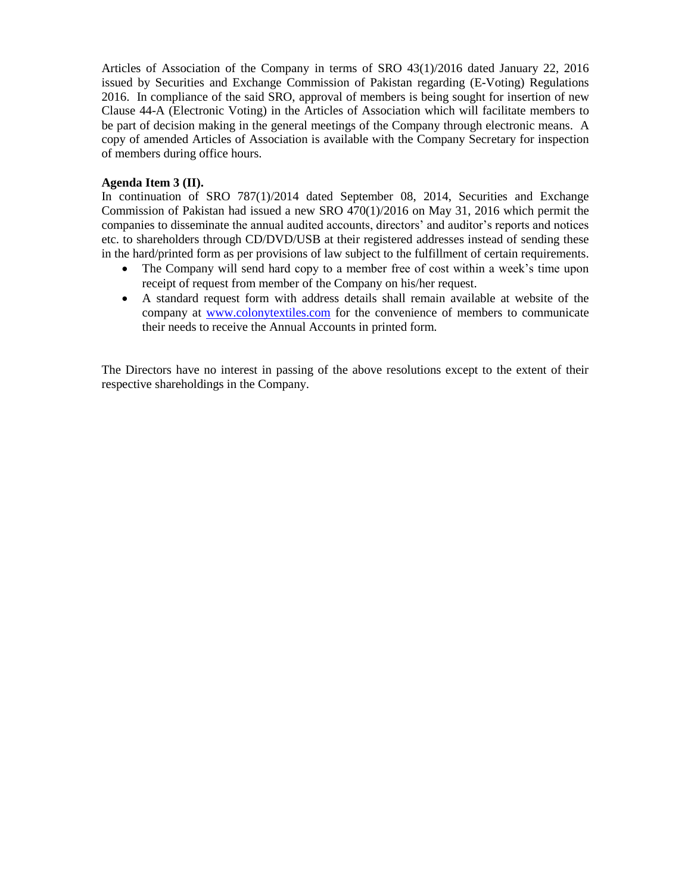Articles of Association of the Company in terms of SRO 43(1)/2016 dated January 22, 2016 issued by Securities and Exchange Commission of Pakistan regarding (E-Voting) Regulations 2016. In compliance of the said SRO, approval of members is being sought for insertion of new Clause 44-A (Electronic Voting) in the Articles of Association which will facilitate members to be part of decision making in the general meetings of the Company through electronic means. A copy of amended Articles of Association is available with the Company Secretary for inspection of members during office hours.

**Agenda Item 3 (II).**

In continuation of SRO 787(1)/2014 dated September 08, 2014, Securities and Exchange Commission of Pakistan had issued a new SRO 470(1)/2016 on May 31, 2016 which permit the companies to disseminate the annual audited accounts, directors' and auditor's reports and notices etc. to shareholders through CD/DVD/USB at their registered addresses instead of sending these in the hard/printed form as per provisions of law subject to the fulfillment of certain requirements.

- The Company will send hard copy to a member free of cost within a week's time upon receipt of request from member of the Company on his/her request.
- A standard request form with address details shall remain available at website of the company at www.colonytextiles.com for the convenience of members to communicate their needs to receive the Annual Accounts in printed form.

The Directors have no interest in passing of the above resolutions except to the extent of their respective shareholdings in the Company.